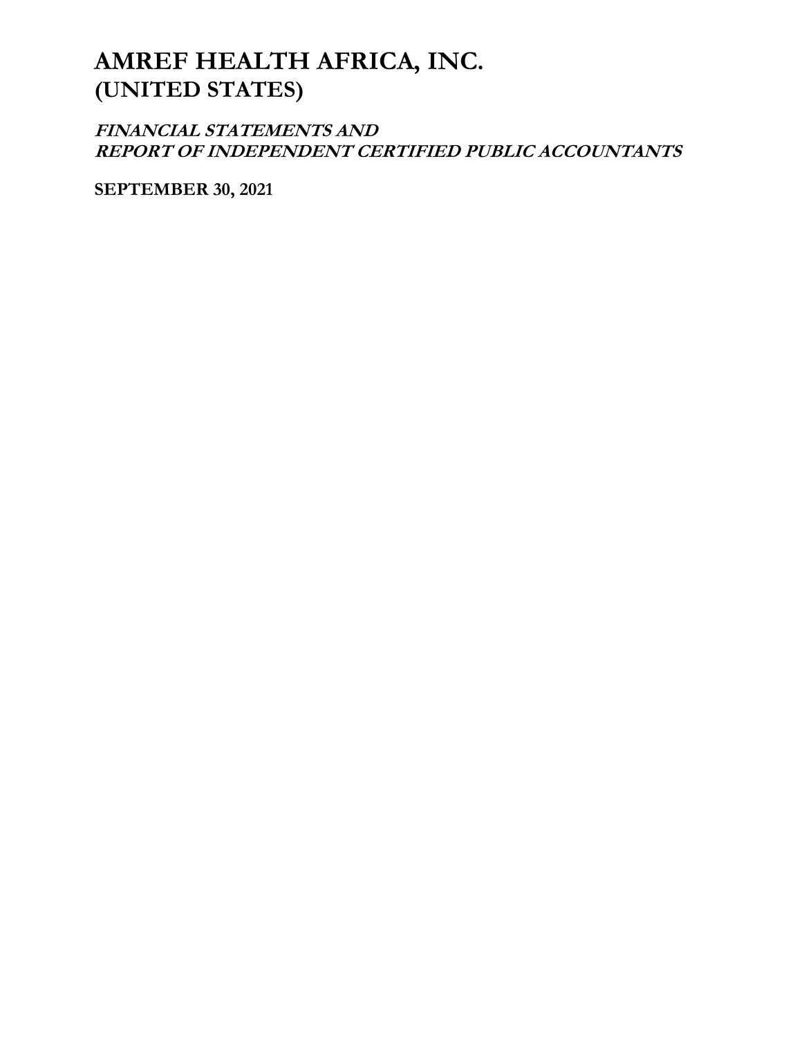# AMREF HEALTH AFRICA, INC.
# (UNITED STATES)

***FINANCIAL STATEMENTS AND***
***REPORT OF INDEPENDENT CERTIFIED PUBLIC ACCOUNTANTS***

**SEPTEMBER 30, 2021**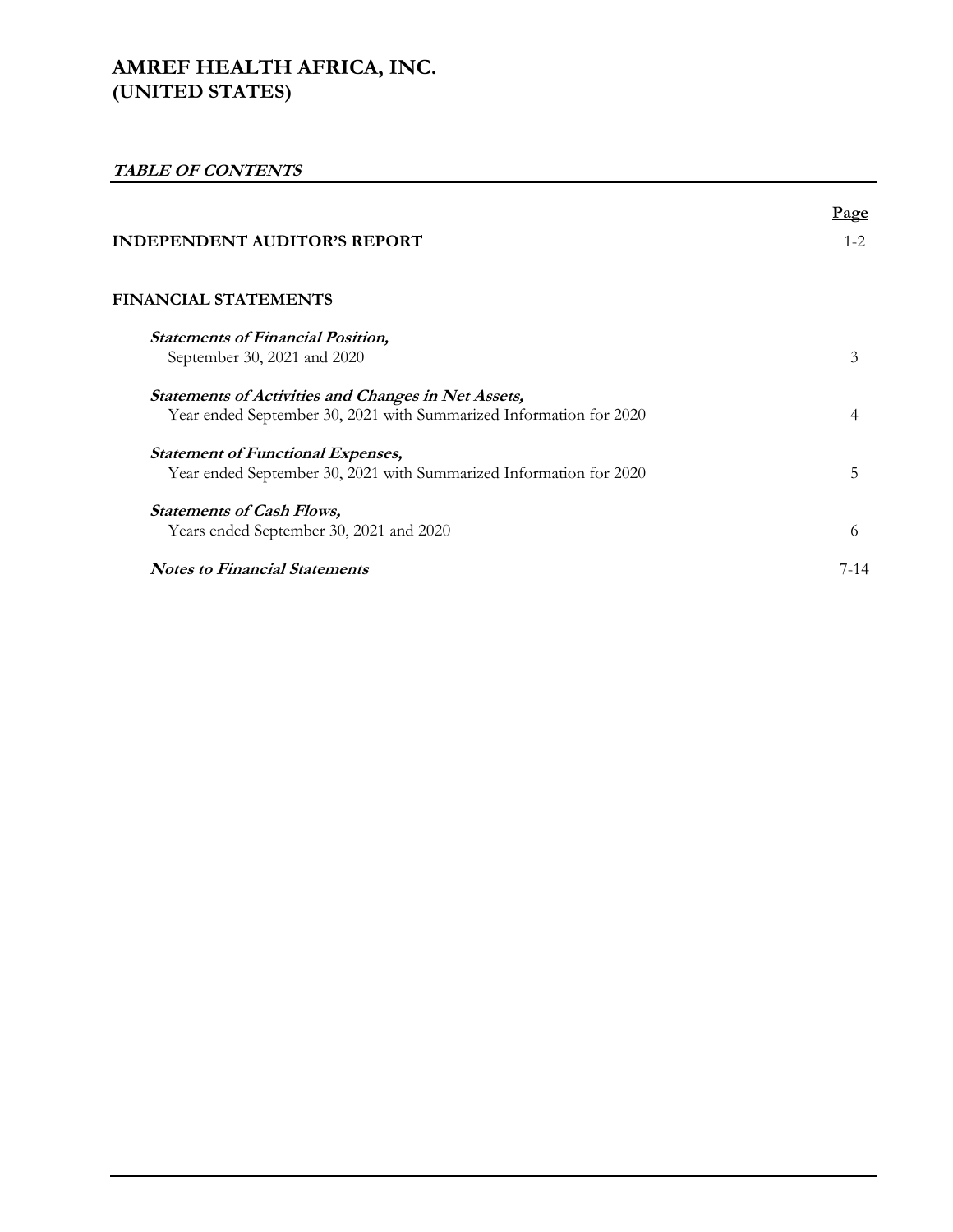# AMREF HEALTH AFRICA, INC.
# (UNITED STATES)

***TABLE OF CONTENTS***

| | Page |
|---|---|
| **INDEPENDENT AUDITOR'S REPORT** | 1-2 |
| **FINANCIAL STATEMENTS** | |
| ***Statements of Financial Position,*** September 30, 2021 and 2020 | 3 |
| ***Statements of Activities and Changes in Net Assets,*** Year ended September 30, 2021 with Summarized Information for 2020 | 4 |
| ***Statement of Functional Expenses,*** Year ended September 30, 2021 with Summarized Information for 2020 | 5 |
| ***Statements of Cash Flows,*** Years ended September 30, 2021 and 2020 | 6 |
| ***Notes to Financial Statements*** | 7-14 |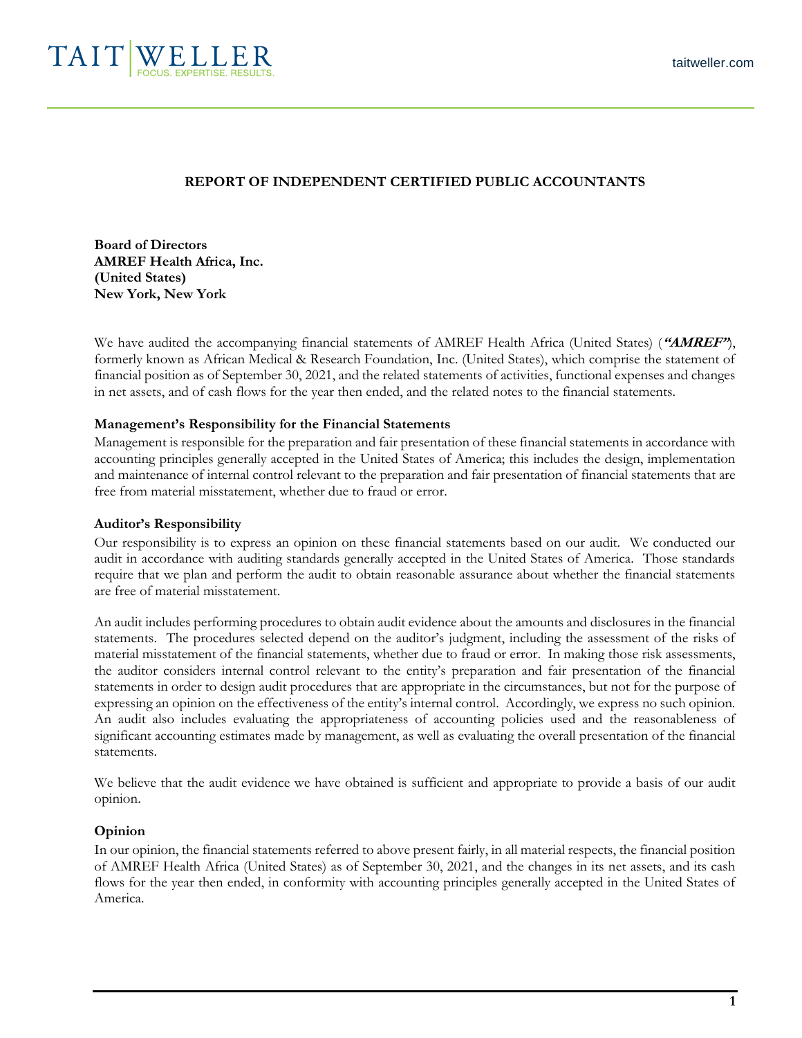TAIT | WELLER
FOCUS. EXPERTISE. RESULTS.

taitweller.com

## REPORT OF INDEPENDENT CERTIFIED PUBLIC ACCOUNTANTS

**Board of Directors**
**AMREF Health Africa, Inc.**
**(United States)**
**New York, New York**

We have audited the accompanying financial statements of AMREF Health Africa (United States) (***"AMREF"***), formerly known as African Medical & Research Foundation, Inc. (United States), which comprise the statement of financial position as of September 30, 2021, and the related statements of activities, functional expenses and changes in net assets, and of cash flows for the year then ended, and the related notes to the financial statements.

### Management's Responsibility for the Financial Statements

Management is responsible for the preparation and fair presentation of these financial statements in accordance with accounting principles generally accepted in the United States of America; this includes the design, implementation and maintenance of internal control relevant to the preparation and fair presentation of financial statements that are free from material misstatement, whether due to fraud or error.

### Auditor's Responsibility

Our responsibility is to express an opinion on these financial statements based on our audit. We conducted our audit in accordance with auditing standards generally accepted in the United States of America. Those standards require that we plan and perform the audit to obtain reasonable assurance about whether the financial statements are free of material misstatement.

An audit includes performing procedures to obtain audit evidence about the amounts and disclosures in the financial statements. The procedures selected depend on the auditor's judgment, including the assessment of the risks of material misstatement of the financial statements, whether due to fraud or error. In making those risk assessments, the auditor considers internal control relevant to the entity's preparation and fair presentation of the financial statements in order to design audit procedures that are appropriate in the circumstances, but not for the purpose of expressing an opinion on the effectiveness of the entity's internal control. Accordingly, we express no such opinion. An audit also includes evaluating the appropriateness of accounting policies used and the reasonableness of significant accounting estimates made by management, as well as evaluating the overall presentation of the financial statements.

We believe that the audit evidence we have obtained is sufficient and appropriate to provide a basis of our audit opinion.

### Opinion

In our opinion, the financial statements referred to above present fairly, in all material respects, the financial position of AMREF Health Africa (United States) as of September 30, 2021, and the changes in its net assets, and its cash flows for the year then ended, in conformity with accounting principles generally accepted in the United States of America.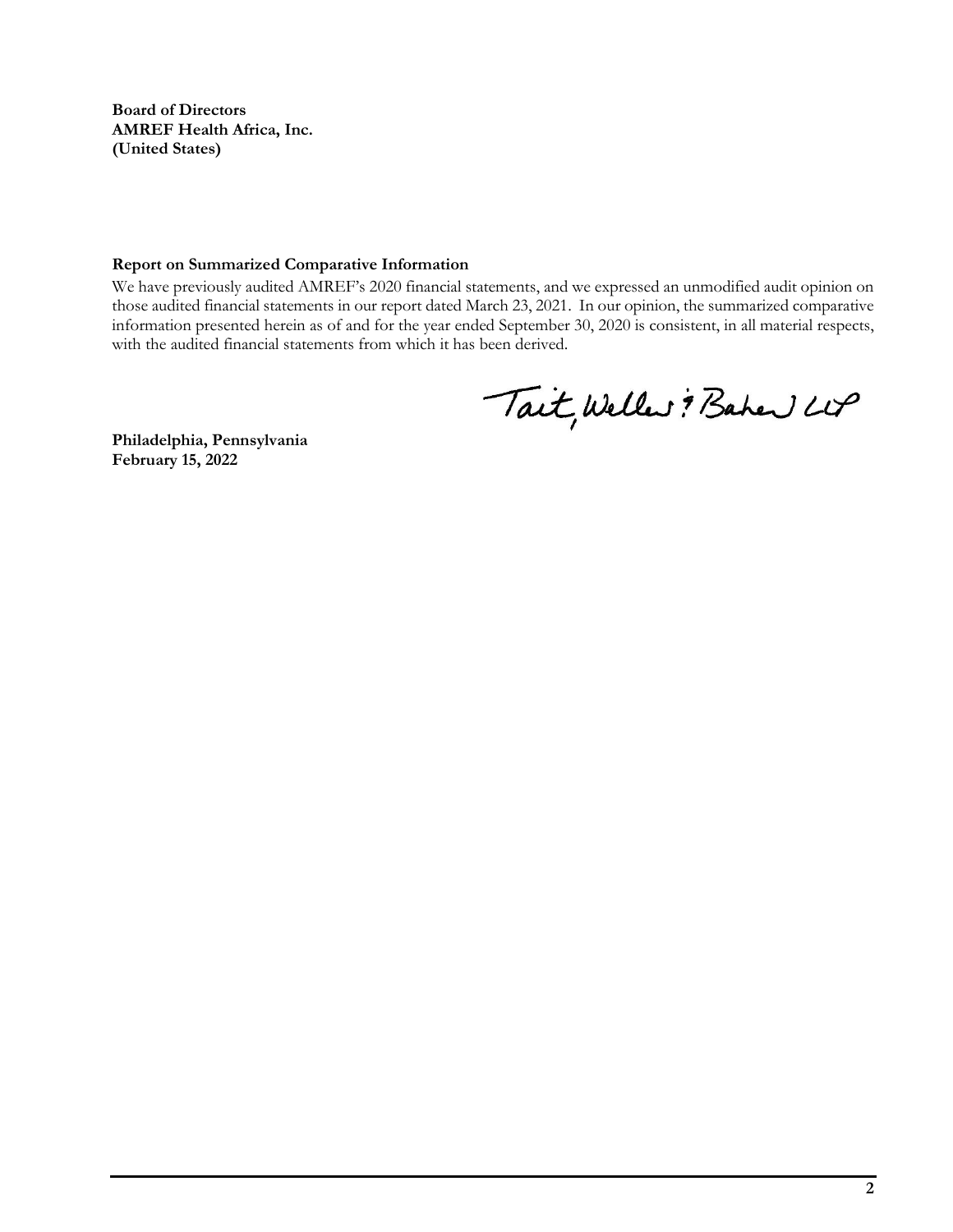**Board of Directors**
**AMREF Health Africa, Inc.**
**(United States)**

**Report on Summarized Comparative Information**

We have previously audited AMREF's 2020 financial statements, and we expressed an unmodified audit opinion on those audited financial statements in our report dated March 23, 2021. In our opinion, the summarized comparative information presented herein as of and for the year ended September 30, 2020 is consistent, in all material respects, with the audited financial statements from which it has been derived.

Tait, Weller & Baker LLP

**Philadelphia, Pennsylvania**
**February 15, 2022**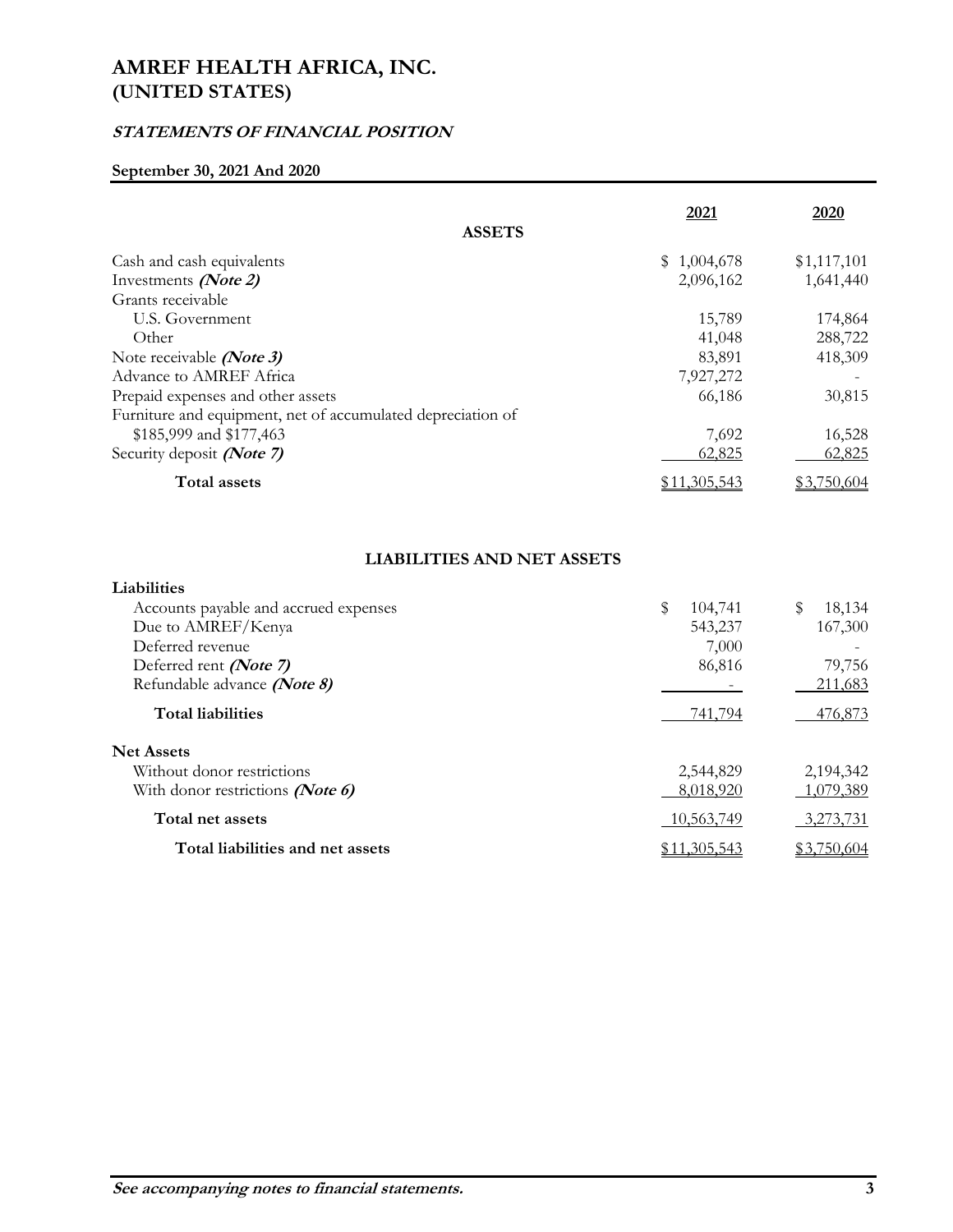# AMREF HEALTH AFRICA, INC.
# (UNITED STATES)

## *STATEMENTS OF FINANCIAL POSITION*

**September 30, 2021 And 2020**

| | 2021 | 2020 |
|---|---|---|
| **ASSETS** | | |
| Cash and cash equivalents | $ 1,004,678 | $1,117,101 |
| Investments ***(Note 2)*** | 2,096,162 | 1,641,440 |
| Grants receivable | | |
| U.S. Government | 15,789 | 174,864 |
| Other | 41,048 | 288,722 |
| Note receivable ***(Note 3)*** | 83,891 | 418,309 |
| Advance to AMREF Africa | 7,927,272 | - |
| Prepaid expenses and other assets | 66,186 | 30,815 |
| Furniture and equipment, net of accumulated depreciation of $185,999 and $177,463 | 7,692 | 16,528 |
| Security deposit ***(Note 7)*** | 62,825 | 62,825 |
| **Total assets** | $11,305,543 | $3,750,604 |

| | 2021 | 2020 |
|---|---|---|
| **LIABILITIES AND NET ASSETS** | | |
| **Liabilities** | | |
| Accounts payable and accrued expenses | $ 104,741 | $ 18,134 |
| Due to AMREF/Kenya | 543,237 | 167,300 |
| Deferred revenue | 7,000 | - |
| Deferred rent ***(Note 7)*** | 86,816 | 79,756 |
| Refundable advance ***(Note 8)*** | - | 211,683 |
| **Total liabilities** | 741,794 | 476,873 |
| **Net Assets** | | |
| Without donor restrictions | 2,544,829 | 2,194,342 |
| With donor restrictions ***(Note 6)*** | 8,018,920 | 1,079,389 |
| **Total net assets** | 10,563,749 | 3,273,731 |
| **Total liabilities and net assets** | $11,305,543 | $3,750,604 |

***See accompanying notes to financial statements.***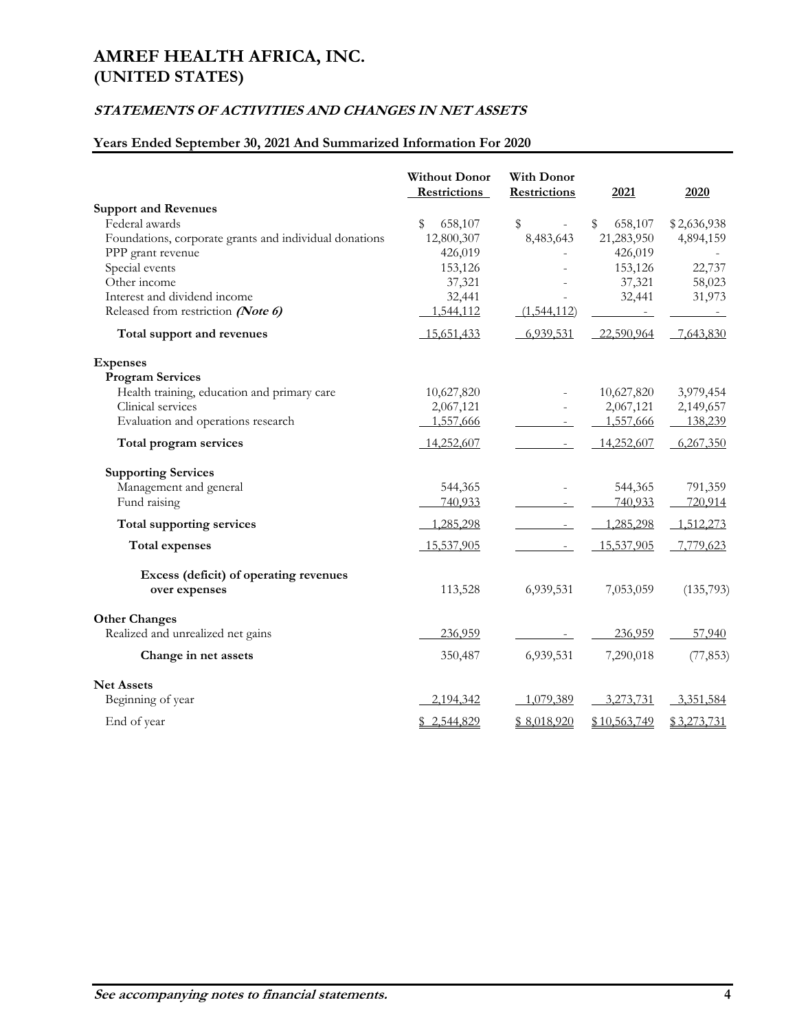# AMREF HEALTH AFRICA, INC.
# (UNITED STATES)

### *STATEMENTS OF ACTIVITIES AND CHANGES IN NET ASSETS*

### Years Ended September 30, 2021 And Summarized Information For 2020

| | Without Donor Restrictions | With Donor Restrictions | 2021 | 2020 |
|---|---|---|---|---|
| **Support and Revenues** | | | | |
| Federal awards | $ 658,107 | $ - | $ 658,107 | $ 2,636,938 |
| Foundations, corporate grants and individual donations | 12,800,307 | 8,483,643 | 21,283,950 | 4,894,159 |
| PPP grant revenue | 426,019 | - | 426,019 | - |
| Special events | 153,126 | - | 153,126 | 22,737 |
| Other income | 37,321 | - | 37,321 | 58,023 |
| Interest and dividend income | 32,441 | - | 32,441 | 31,973 |
| Released from restriction ***(Note 6)*** | 1,544,112 | (1,544,112) | - | - |
| **Total support and revenues** | 15,651,433 | 6,939,531 | 22,590,964 | 7,643,830 |
| **Expenses** | | | | |
| **Program Services** | | | | |
| Health training, education and primary care | 10,627,820 | - | 10,627,820 | 3,979,454 |
| Clinical services | 2,067,121 | - | 2,067,121 | 2,149,657 |
| Evaluation and operations research | 1,557,666 | - | 1,557,666 | 138,239 |
| **Total program services** | 14,252,607 | - | 14,252,607 | 6,267,350 |
| **Supporting Services** | | | | |
| Management and general | 544,365 | - | 544,365 | 791,359 |
| Fund raising | 740,933 | - | 740,933 | 720,914 |
| **Total supporting services** | 1,285,298 | - | 1,285,298 | 1,512,273 |
| **Total expenses** | 15,537,905 | - | 15,537,905 | 7,779,623 |
| **Excess (deficit) of operating revenues over expenses** | 113,528 | 6,939,531 | 7,053,059 | (135,793) |
| **Other Changes** | | | | |
| Realized and unrealized net gains | 236,959 | - | 236,959 | 57,940 |
| **Change in net assets** | 350,487 | 6,939,531 | 7,290,018 | (77,853) |
| **Net Assets** | | | | |
| Beginning of year | 2,194,342 | 1,079,389 | 3,273,731 | 3,351,584 |
| End of year | $ 2,544,829 | $ 8,018,920 | $ 10,563,749 | $ 3,273,731 |

***See accompanying notes to financial statements.***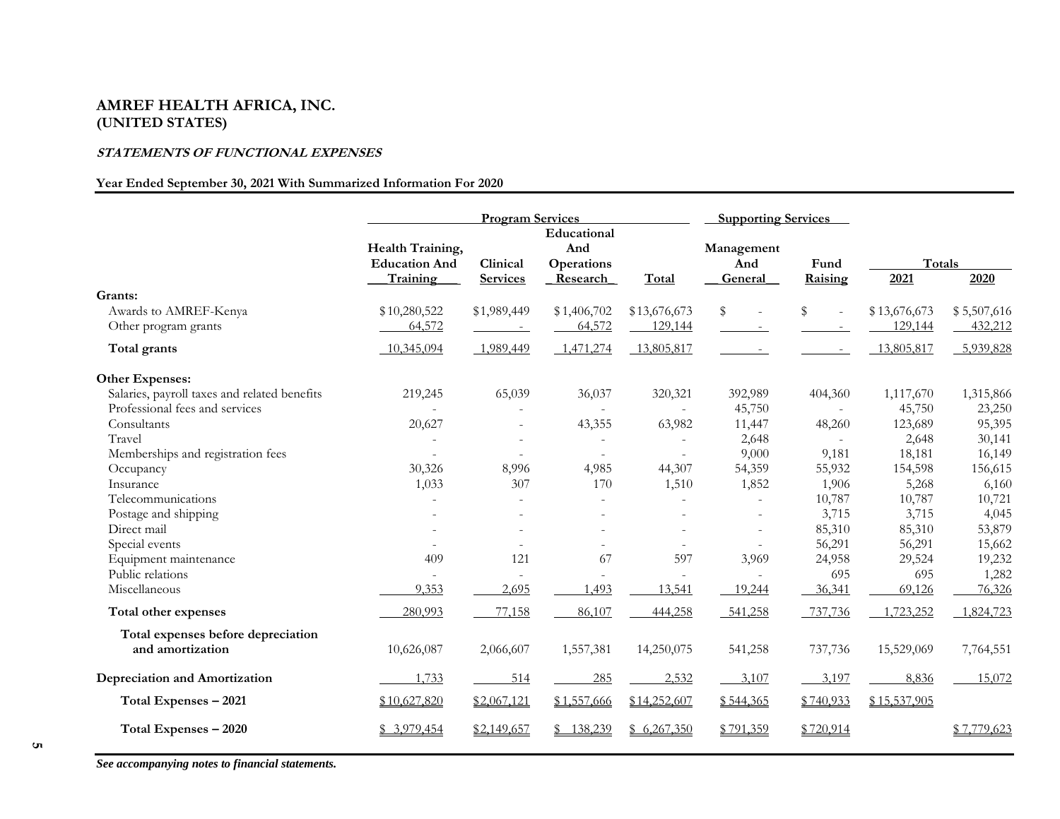# AMREF HEALTH AFRICA, INC.
# (UNITED STATES)

## *STATEMENTS OF FUNCTIONAL EXPENSES*

**Year Ended September 30, 2021 With Summarized Information For 2020**

| | Program Services | | | | Supporting Services | | Totals | |
|---|---|---|---|---|---|---|---|---|
| | Health Training, Education And Training | Clinical Services | Educational And Operations Research | Total | Management And General | Fund Raising | 2021 | 2020 |
| **Grants:** | | | | | | | | |
| Awards to AMREF-Kenya | $10,280,522 | $1,989,449 | $1,406,702 | $13,676,673 | $ - | $ - | $13,676,673 | $5,507,616 |
| Other program grants | 64,572 | - | 64,572 | 129,144 | - | - | 129,144 | 432,212 |
| **Total grants** | 10,345,094 | 1,989,449 | 1,471,274 | 13,805,817 | - | - | 13,805,817 | 5,939,828 |
| **Other Expenses:** | | | | | | | | |
| Salaries, payroll taxes and related benefits | 219,245 | 65,039 | 36,037 | 320,321 | 392,989 | 404,360 | 1,117,670 | 1,315,866 |
| Professional fees and services | - | - | - | - | 45,750 | - | 45,750 | 23,250 |
| Consultants | 20,627 | - | 43,355 | 63,982 | 11,447 | 48,260 | 123,689 | 95,395 |
| Travel | - | - | - | - | 2,648 | - | 2,648 | 30,141 |
| Memberships and registration fees | - | - | - | - | 9,000 | 9,181 | 18,181 | 16,149 |
| Occupancy | 30,326 | 8,996 | 4,985 | 44,307 | 54,359 | 55,932 | 154,598 | 156,615 |
| Insurance | 1,033 | 307 | 170 | 1,510 | 1,852 | 1,906 | 5,268 | 6,160 |
| Telecommunications | - | - | - | - | - | 10,787 | 10,787 | 10,721 |
| Postage and shipping | - | - | - | - | - | 3,715 | 3,715 | 4,045 |
| Direct mail | - | - | - | - | - | 85,310 | 85,310 | 53,879 |
| Special events | - | - | - | - | - | 56,291 | 56,291 | 15,662 |
| Equipment maintenance | 409 | 121 | 67 | 597 | 3,969 | 24,958 | 29,524 | 19,232 |
| Public relations | - | - | - | - | - | 695 | 695 | 1,282 |
| Miscellaneous | 9,353 | 2,695 | 1,493 | 13,541 | 19,244 | 36,341 | 69,126 | 76,326 |
| **Total other expenses** | 280,993 | 77,158 | 86,107 | 444,258 | 541,258 | 737,736 | 1,723,252 | 1,824,723 |
| **Total expenses before depreciation and amortization** | 10,626,087 | 2,066,607 | 1,557,381 | 14,250,075 | 541,258 | 737,736 | 15,529,069 | 7,764,551 |
| **Depreciation and Amortization** | 1,733 | 514 | 285 | 2,532 | 3,107 | 3,197 | 8,836 | 15,072 |
| **Total Expenses – 2021** | $10,627,820 | $2,067,121 | $1,557,666 | $14,252,607 | $544,365 | $740,933 | $15,537,905 | |
| **Total Expenses – 2020** | $ 3,979,454 | $2,149,657 | $ 138,239 | $ 6,267,350 | $791,359 | $720,914 | | $7,779,623 |

***See accompanying notes to financial statements.***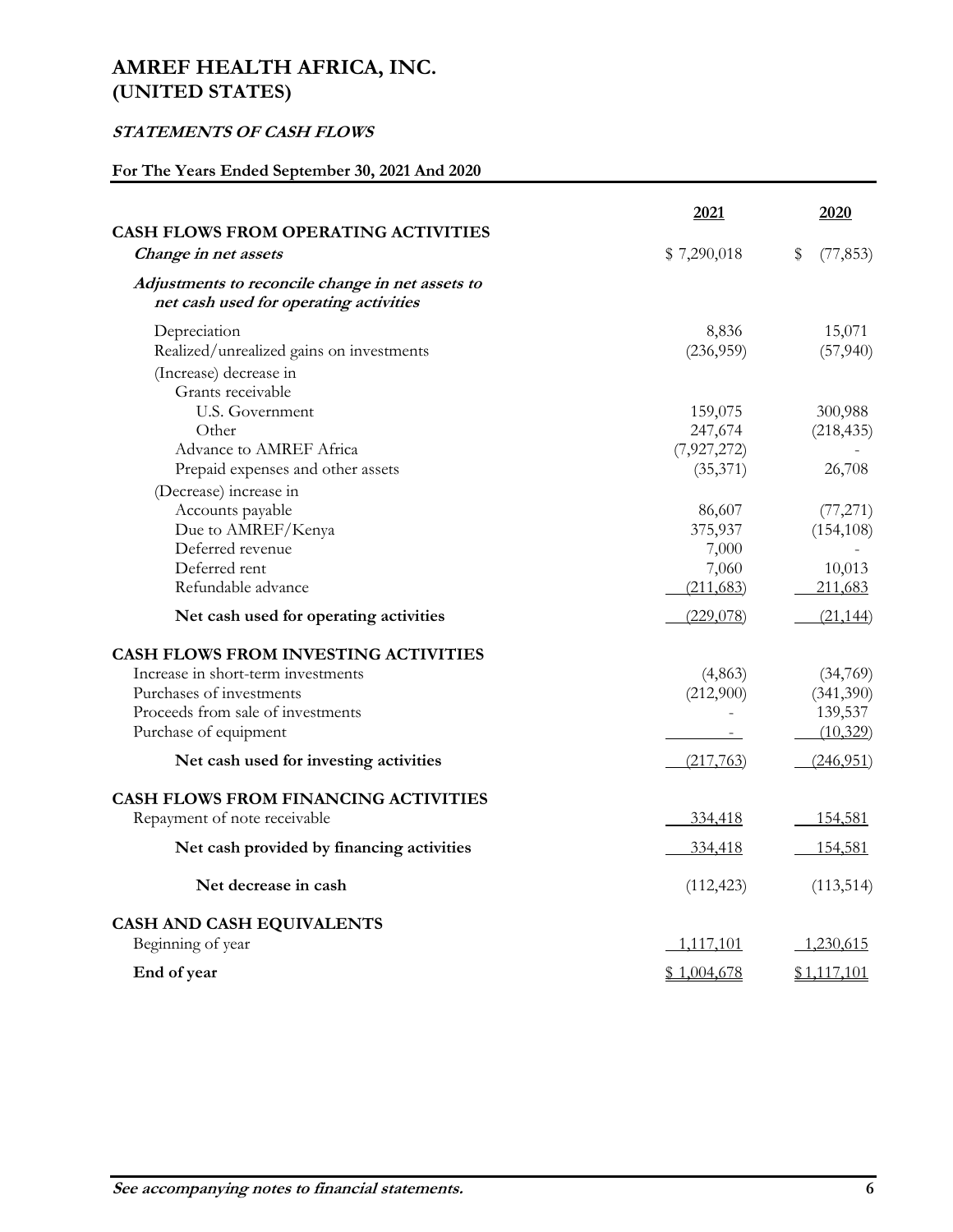# AMREF HEALTH AFRICA, INC.
# (UNITED STATES)

## *STATEMENTS OF CASH FLOWS*

### For The Years Ended September 30, 2021 And 2020

| | 2021 | 2020 |
|---|---|---|
| **CASH FLOWS FROM OPERATING ACTIVITIES** | | |
| ***Change in net assets*** | $ 7,290,018 | $ (77,853) |
| ***Adjustments to reconcile change in net assets to net cash used for operating activities*** | | |
| Depreciation | 8,836 | 15,071 |
| Realized/unrealized gains on investments | (236,959) | (57,940) |
| (Increase) decrease in | | |
| Grants receivable | | |
| U.S. Government | 159,075 | 300,988 |
| Other | 247,674 | (218,435) |
| Advance to AMREF Africa | (7,927,272) | - |
| Prepaid expenses and other assets | (35,371) | 26,708 |
| (Decrease) increase in | | |
| Accounts payable | 86,607 | (77,271) |
| Due to AMREF/Kenya | 375,937 | (154,108) |
| Deferred revenue | 7,000 | - |
| Deferred rent | 7,060 | 10,013 |
| Refundable advance | (211,683) | 211,683 |
| **Net cash used for operating activities** | (229,078) | (21,144) |
| **CASH FLOWS FROM INVESTING ACTIVITIES** | | |
| Increase in short-term investments | (4,863) | (34,769) |
| Purchases of investments | (212,900) | (341,390) |
| Proceeds from sale of investments | - | 139,537 |
| Purchase of equipment | - | (10,329) |
| **Net cash used for investing activities** | (217,763) | (246,951) |
| **CASH FLOWS FROM FINANCING ACTIVITIES** | | |
| Repayment of note receivable | 334,418 | 154,581 |
| **Net cash provided by financing activities** | 334,418 | 154,581 |
| **Net decrease in cash** | (112,423) | (113,514) |
| **CASH AND CASH EQUIVALENTS** | | |
| Beginning of year | 1,117,101 | 1,230,615 |
| **End of year** | $ 1,004,678 | $1,117,101 |

***See accompanying notes to financial statements.***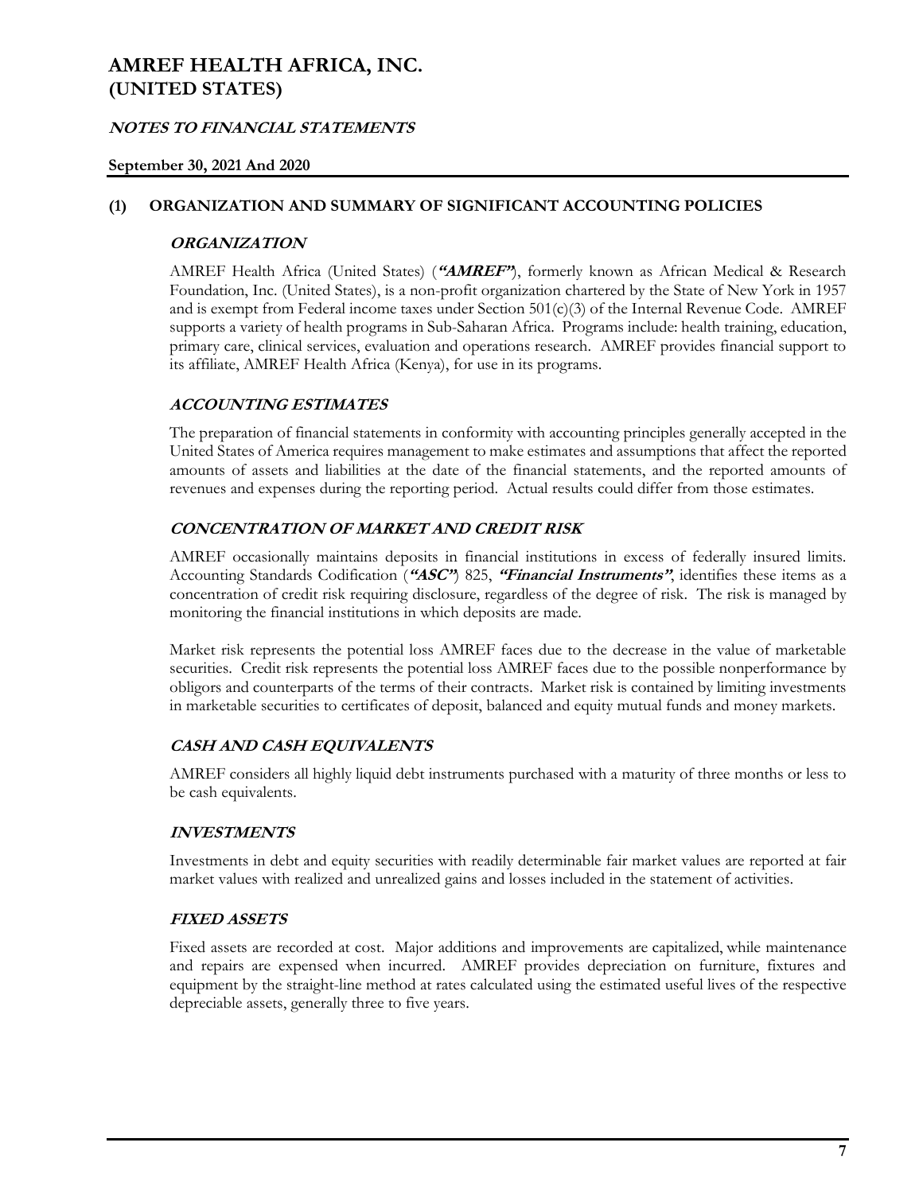# AMREF HEALTH AFRICA, INC.
# (UNITED STATES)

## *NOTES TO FINANCIAL STATEMENTS*

**September 30, 2021 And 2020**

## (1) ORGANIZATION AND SUMMARY OF SIGNIFICANT ACCOUNTING POLICIES

### *ORGANIZATION*

AMREF Health Africa (United States) (***"AMREF"***), formerly known as African Medical & Research Foundation, Inc. (United States), is a non-profit organization chartered by the State of New York in 1957 and is exempt from Federal income taxes under Section 501(c)(3) of the Internal Revenue Code. AMREF supports a variety of health programs in Sub-Saharan Africa. Programs include: health training, education, primary care, clinical services, evaluation and operations research. AMREF provides financial support to its affiliate, AMREF Health Africa (Kenya), for use in its programs.

### *ACCOUNTING ESTIMATES*

The preparation of financial statements in conformity with accounting principles generally accepted in the United States of America requires management to make estimates and assumptions that affect the reported amounts of assets and liabilities at the date of the financial statements, and the reported amounts of revenues and expenses during the reporting period. Actual results could differ from those estimates.

### *CONCENTRATION OF MARKET AND CREDIT RISK*

AMREF occasionally maintains deposits in financial institutions in excess of federally insured limits. Accounting Standards Codification (***"ASC"***) 825, ***"Financial Instruments"***, identifies these items as a concentration of credit risk requiring disclosure, regardless of the degree of risk. The risk is managed by monitoring the financial institutions in which deposits are made.

Market risk represents the potential loss AMREF faces due to the decrease in the value of marketable securities. Credit risk represents the potential loss AMREF faces due to the possible nonperformance by obligors and counterparts of the terms of their contracts. Market risk is contained by limiting investments in marketable securities to certificates of deposit, balanced and equity mutual funds and money markets.

### *CASH AND CASH EQUIVALENTS*

AMREF considers all highly liquid debt instruments purchased with a maturity of three months or less to be cash equivalents.

### *INVESTMENTS*

Investments in debt and equity securities with readily determinable fair market values are reported at fair market values with realized and unrealized gains and losses included in the statement of activities.

### *FIXED ASSETS*

Fixed assets are recorded at cost. Major additions and improvements are capitalized, while maintenance and repairs are expensed when incurred. AMREF provides depreciation on furniture, fixtures and equipment by the straight-line method at rates calculated using the estimated useful lives of the respective depreciable assets, generally three to five years.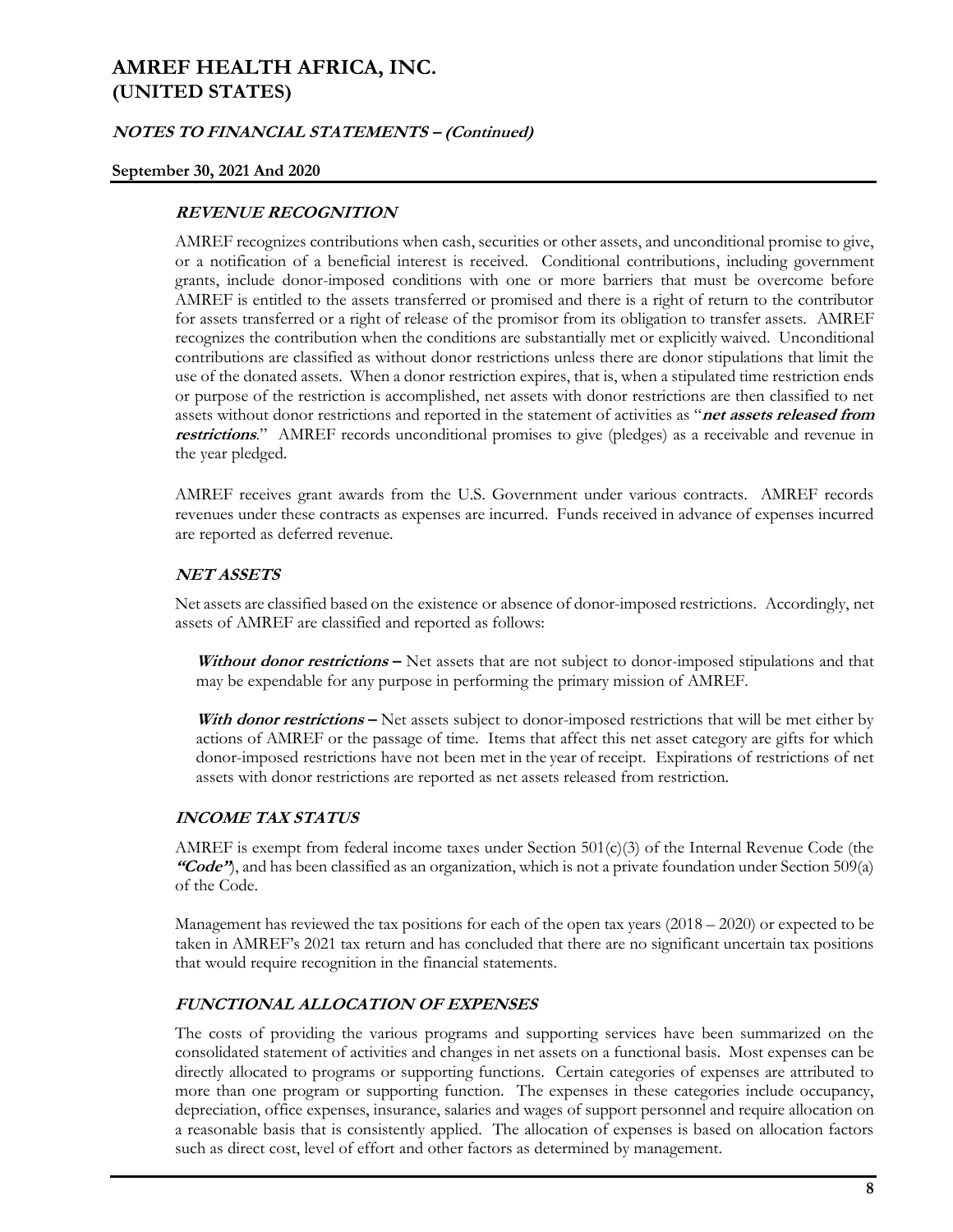### REVENUE RECOGNITION

AMREF recognizes contributions when cash, securities or other assets, and unconditional promise to give, or a notification of a beneficial interest is received. Conditional contributions, including government grants, include donor-imposed conditions with one or more barriers that must be overcome before AMREF is entitled to the assets transferred or promised and there is a right of return to the contributor for assets transferred or a right of release of the promisor from its obligation to transfer assets. AMREF recognizes the contribution when the conditions are substantially met or explicitly waived. Unconditional contributions are classified as without donor restrictions unless there are donor stipulations that limit the use of the donated assets. When a donor restriction expires, that is, when a stipulated time restriction ends or purpose of the restriction is accomplished, net assets with donor restrictions are then classified to net assets without donor restrictions and reported in the statement of activities as "***net assets released from restrictions***." AMREF records unconditional promises to give (pledges) as a receivable and revenue in the year pledged.

AMREF receives grant awards from the U.S. Government under various contracts. AMREF records revenues under these contracts as expenses are incurred. Funds received in advance of expenses incurred are reported as deferred revenue.

### NET ASSETS

Net assets are classified based on the existence or absence of donor-imposed restrictions. Accordingly, net assets of AMREF are classified and reported as follows:

***Without donor restrictions*** **–** Net assets that are not subject to donor-imposed stipulations and that may be expendable for any purpose in performing the primary mission of AMREF.

***With donor restrictions*** **–** Net assets subject to donor-imposed restrictions that will be met either by actions of AMREF or the passage of time. Items that affect this net asset category are gifts for which donor-imposed restrictions have not been met in the year of receipt. Expirations of restrictions of net assets with donor restrictions are reported as net assets released from restriction.

### INCOME TAX STATUS

AMREF is exempt from federal income taxes under Section 501(c)(3) of the Internal Revenue Code (the ***"Code"***), and has been classified as an organization, which is not a private foundation under Section 509(a) of the Code.

Management has reviewed the tax positions for each of the open tax years (2018 – 2020) or expected to be taken in AMREF's 2021 tax return and has concluded that there are no significant uncertain tax positions that would require recognition in the financial statements.

### FUNCTIONAL ALLOCATION OF EXPENSES

The costs of providing the various programs and supporting services have been summarized on the consolidated statement of activities and changes in net assets on a functional basis. Most expenses can be directly allocated to programs or supporting functions. Certain categories of expenses are attributed to more than one program or supporting function. The expenses in these categories include occupancy, depreciation, office expenses, insurance, salaries and wages of support personnel and require allocation on a reasonable basis that is consistently applied. The allocation of expenses is based on allocation factors such as direct cost, level of effort and other factors as determined by management.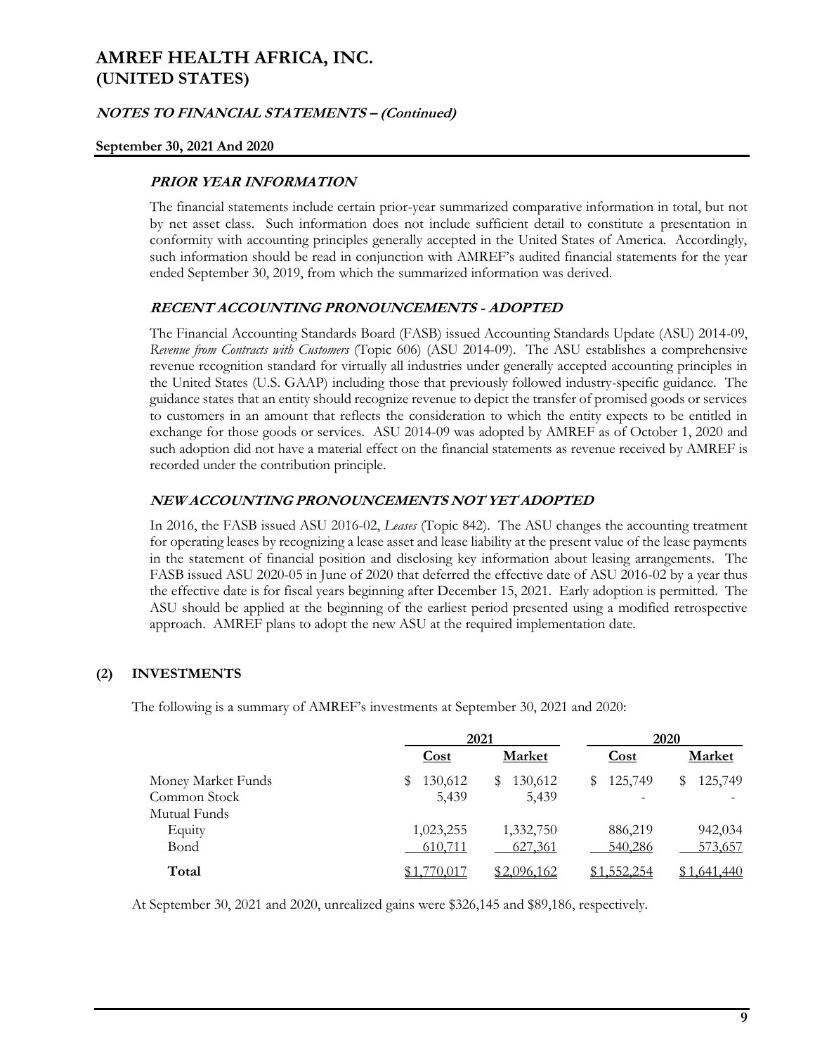### PRIOR YEAR INFORMATION

The financial statements include certain prior-year summarized comparative information in total, but not by net asset class. Such information does not include sufficient detail to constitute a presentation in conformity with accounting principles generally accepted in the United States of America. Accordingly, such information should be read in conjunction with AMREF's audited financial statements for the year ended September 30, 2019, from which the summarized information was derived.

### RECENT ACCOUNTING PRONOUNCEMENTS - ADOPTED

The Financial Accounting Standards Board (FASB) issued Accounting Standards Update (ASU) 2014-09, *Revenue from Contracts with Customers* (Topic 606) (ASU 2014-09). The ASU establishes a comprehensive revenue recognition standard for virtually all industries under generally accepted accounting principles in the United States (U.S. GAAP) including those that previously followed industry-specific guidance. The guidance states that an entity should recognize revenue to depict the transfer of promised goods or services to customers in an amount that reflects the consideration to which the entity expects to be entitled in exchange for those goods or services. ASU 2014-09 was adopted by AMREF as of October 1, 2020 and such adoption did not have a material effect on the financial statements as revenue received by AMREF is recorded under the contribution principle.

### NEW ACCOUNTING PRONOUNCEMENTS NOT YET ADOPTED

In 2016, the FASB issued ASU 2016-02, *Leases* (Topic 842). The ASU changes the accounting treatment for operating leases by recognizing a lease asset and lease liability at the present value of the lease payments in the statement of financial position and disclosing key information about leasing arrangements. The FASB issued ASU 2020-05 in June of 2020 that deferred the effective date of ASU 2016-02 by a year thus the effective date is for fiscal years beginning after December 15, 2021. Early adoption is permitted. The ASU should be applied at the beginning of the earliest period presented using a modified retrospective approach. AMREF plans to adopt the new ASU at the required implementation date.

## (2) INVESTMENTS

The following is a summary of AMREF's investments at September 30, 2021 and 2020:

| | 2021 | | 2020 | |
|---|---|---|---|---|
| | Cost | Market | Cost | Market |
| Money Market Funds | $ 130,612 | $ 130,612 | $ 125,749 | $ 125,749 |
| Common Stock | 5,439 | 5,439 | - | - |
| Mutual Funds | | | | |
| Equity | 1,023,255 | 1,332,750 | 886,219 | 942,034 |
| Bond | 610,711 | 627,361 | 540,286 | 573,657 |
| **Total** | $1,770,017 | $2,096,162 | $1,552,254 | $1,641,440 |

At September 30, 2021 and 2020, unrealized gains were $326,145 and $89,186, respectively.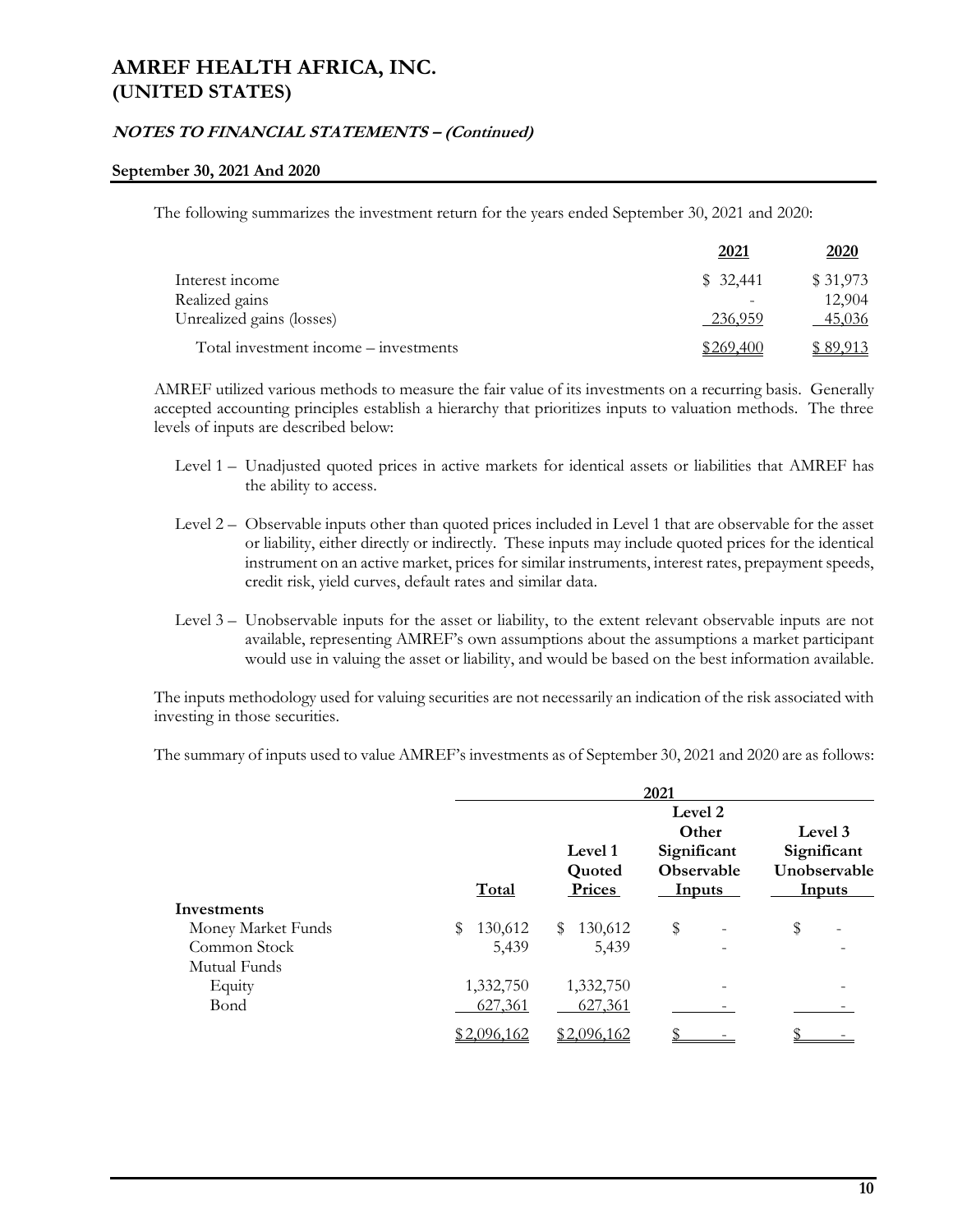The following summarizes the investment return for the years ended September 30, 2021 and 2020:

| | 2021 | 2020 |
|---|---|---|
| Interest income | $ 32,441 | $ 31,973 |
| Realized gains | - | 12,904 |
| Unrealized gains (losses) | 236,959 | 45,036 |
| Total investment income – investments | $269,400 | $ 89,913 |

AMREF utilized various methods to measure the fair value of its investments on a recurring basis. Generally accepted accounting principles establish a hierarchy that prioritizes inputs to valuation methods. The three levels of inputs are described below:

Level 1 – Unadjusted quoted prices in active markets for identical assets or liabilities that AMREF has the ability to access.

Level 2 – Observable inputs other than quoted prices included in Level 1 that are observable for the asset or liability, either directly or indirectly. These inputs may include quoted prices for the identical instrument on an active market, prices for similar instruments, interest rates, prepayment speeds, credit risk, yield curves, default rates and similar data.

Level 3 – Unobservable inputs for the asset or liability, to the extent relevant observable inputs are not available, representing AMREF's own assumptions about the assumptions a market participant would use in valuing the asset or liability, and would be based on the best information available.

The inputs methodology used for valuing securities are not necessarily an indication of the risk associated with investing in those securities.

The summary of inputs used to value AMREF's investments as of September 30, 2021 and 2020 are as follows:

| | 2021 | | | |
|---|---|---|---|---|
| | Total | Level 1 Quoted Prices | Level 2 Other Significant Observable Inputs | Level 3 Significant Unobservable Inputs |
| **Investments** | | | | |
| Money Market Funds | $ 130,612 | $ 130,612 | $ - | $ - |
| Common Stock | 5,439 | 5,439 | - | - |
| Mutual Funds | | | | |
| Equity | 1,332,750 | 1,332,750 | - | - |
| Bond | 627,361 | 627,361 | - | - |
| | $2,096,162 | $2,096,162 | $ - | $ - |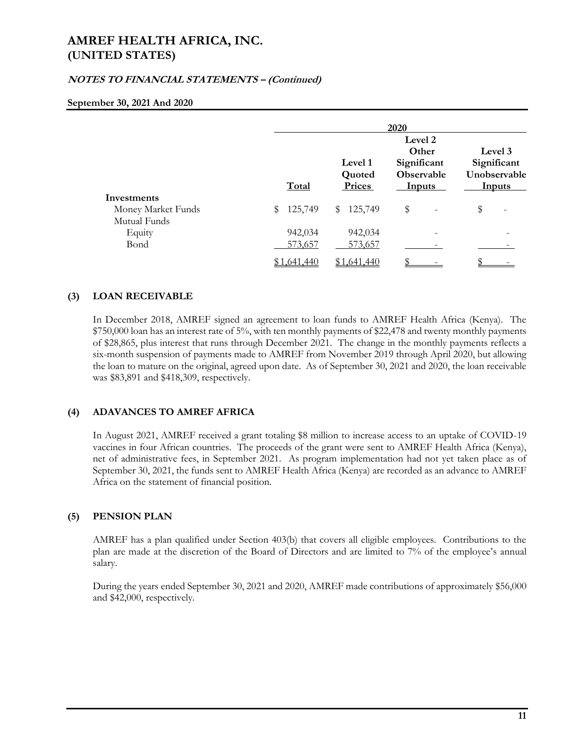# AMREF HEALTH AFRICA, INC.
# (UNITED STATES)

***NOTES TO FINANCIAL STATEMENTS – (Continued)***

**September 30, 2021 And 2020**

| | 2020 | | | |
|---|---|---|---|---|
| | **Total** | **Level 1 Quoted Prices** | **Level 2 Other Significant Observable Inputs** | **Level 3 Significant Unobservable Inputs** |
| **Investments** | | | | |
| Money Market Funds | $ 125,749 | $ 125,749 | $ - | $ - |
| Mutual Funds | | | | |
| Equity | 942,034 | 942,034 | - | - |
| Bond | 573,657 | 573,657 | - | - |
| | $1,641,440 | $1,641,440 | $ - | $ - |

## (3) LOAN RECEIVABLE

In December 2018, AMREF signed an agreement to loan funds to AMREF Health Africa (Kenya). The $750,000 loan has an interest rate of 5%, with ten monthly payments of $22,478 and twenty monthly payments of $28,865, plus interest that runs through December 2021. The change in the monthly payments reflects a six-month suspension of payments made to AMREF from November 2019 through April 2020, but allowing the loan to mature on the original, agreed upon date. As of September 30, 2021 and 2020, the loan receivable was $83,891 and $418,309, respectively.

## (4) ADAVANCES TO AMREF AFRICA

In August 2021, AMREF received a grant totaling $8 million to increase access to an uptake of COVID-19 vaccines in four African countries. The proceeds of the grant were sent to AMREF Health Africa (Kenya), net of administrative fees, in September 2021. As program implementation had not yet taken place as of September 30, 2021, the funds sent to AMREF Health Africa (Kenya) are recorded as an advance to AMREF Africa on the statement of financial position.

## (5) PENSION PLAN

AMREF has a plan qualified under Section 403(b) that covers all eligible employees. Contributions to the plan are made at the discretion of the Board of Directors and are limited to 7% of the employee's annual salary.

During the years ended September 30, 2021 and 2020, AMREF made contributions of approximately $56,000 and $42,000, respectively.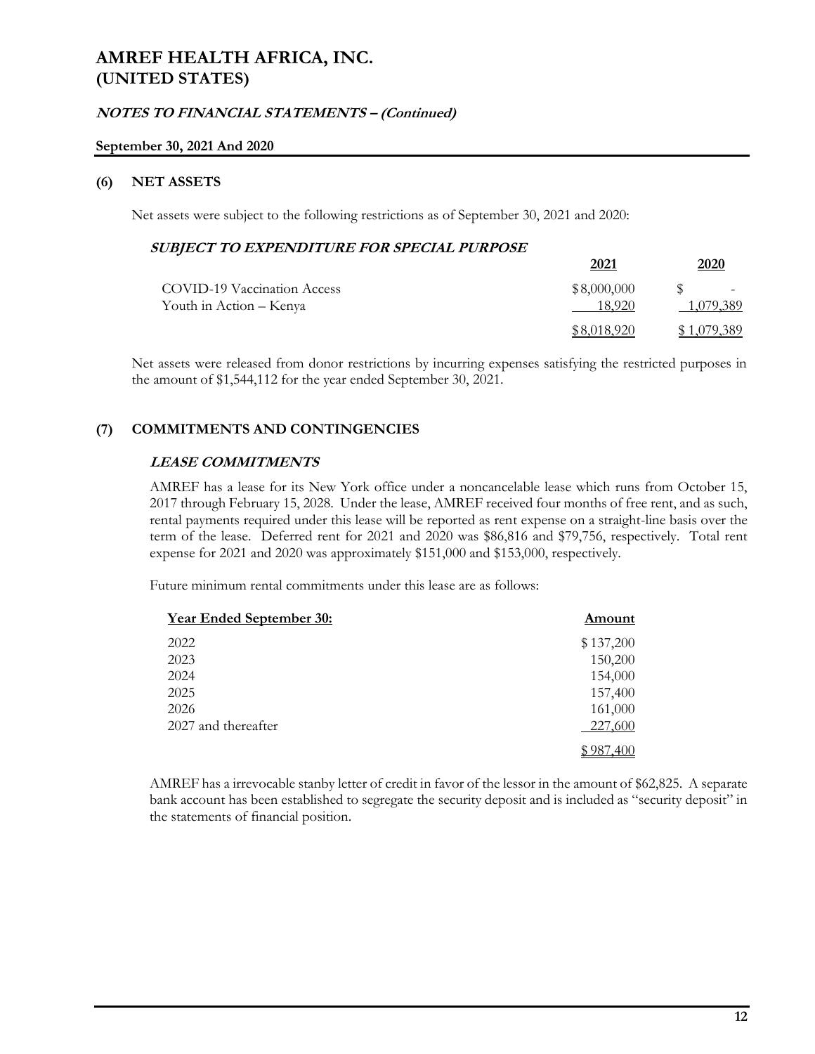# AMREF HEALTH AFRICA, INC.
# (UNITED STATES)

***NOTES TO FINANCIAL STATEMENTS – (Continued)***

**September 30, 2021 And 2020**

## (6) NET ASSETS

Net assets were subject to the following restrictions as of September 30, 2021 and 2020:

***SUBJECT TO EXPENDITURE FOR SPECIAL PURPOSE***

| | 2021 | 2020 |
|---|---|---|
| COVID-19 Vaccination Access | $8,000,000 | $ - |
| Youth in Action – Kenya | 18,920 | 1,079,389 |
| | $8,018,920 | $1,079,389 |

Net assets were released from donor restrictions by incurring expenses satisfying the restricted purposes in the amount of $1,544,112 for the year ended September 30, 2021.

## (7) COMMITMENTS AND CONTINGENCIES

***LEASE COMMITMENTS***

AMREF has a lease for its New York office under a noncancelable lease which runs from October 15, 2017 through February 15, 2028. Under the lease, AMREF received four months of free rent, and as such, rental payments required under this lease will be reported as rent expense on a straight-line basis over the term of the lease. Deferred rent for 2021 and 2020 was $86,816 and $79,756, respectively. Total rent expense for 2021 and 2020 was approximately $151,000 and $153,000, respectively.

Future minimum rental commitments under this lease are as follows:

| Year Ended September 30: | Amount |
|---|---|
| 2022 | $137,200 |
| 2023 | 150,200 |
| 2024 | 154,000 |
| 2025 | 157,400 |
| 2026 | 161,000 |
| 2027 and thereafter | 227,600 |
| | $987,400 |

AMREF has a irrevocable stanby letter of credit in favor of the lessor in the amount of $62,825. A separate bank account has been established to segregate the security deposit and is included as "security deposit" in the statements of financial position.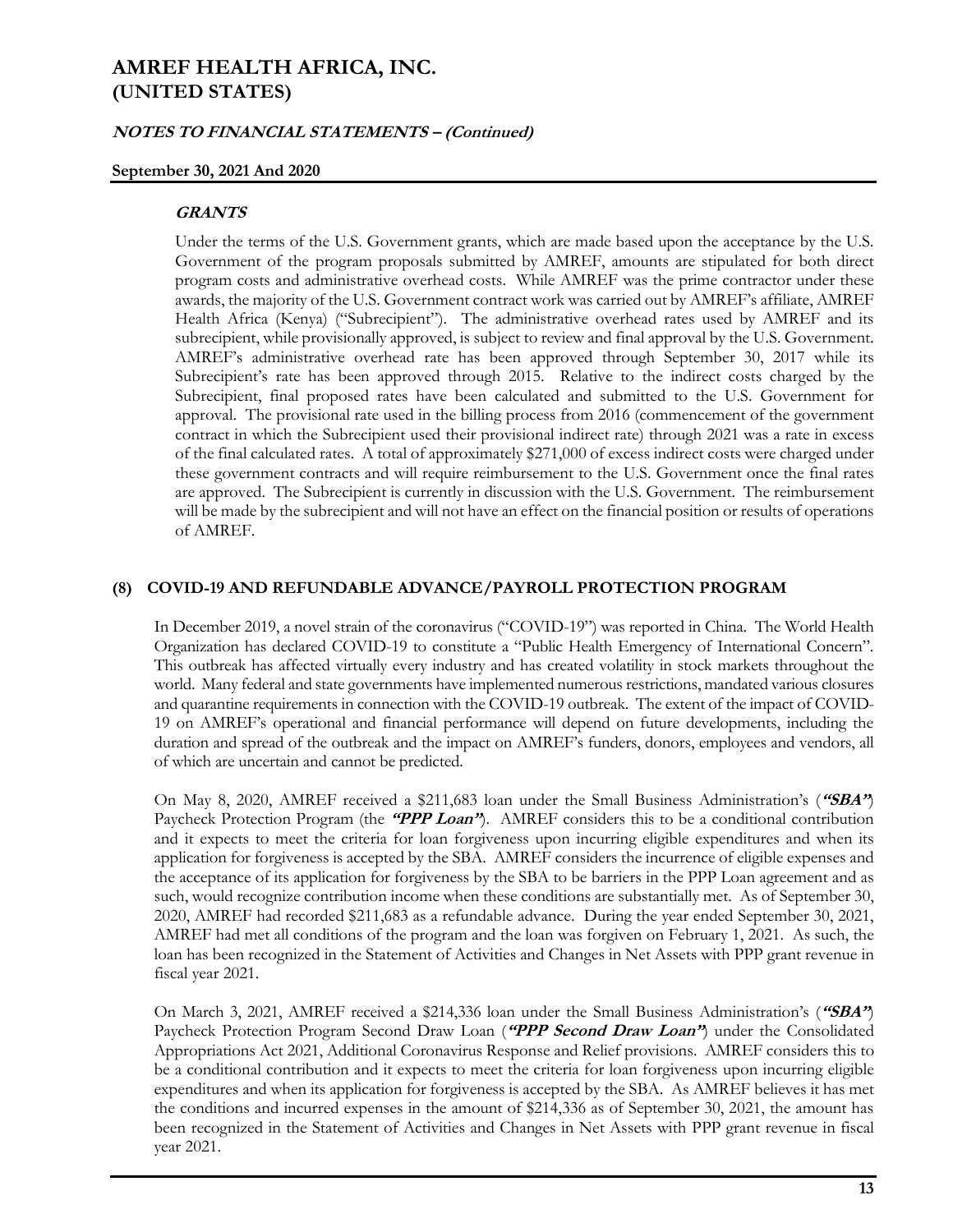#### ***GRANTS***

Under the terms of the U.S. Government grants, which are made based upon the acceptance by the U.S. Government of the program proposals submitted by AMREF, amounts are stipulated for both direct program costs and administrative overhead costs. While AMREF was the prime contractor under these awards, the majority of the U.S. Government contract work was carried out by AMREF's affiliate, AMREF Health Africa (Kenya) ("Subrecipient"). The administrative overhead rates used by AMREF and its subrecipient, while provisionally approved, is subject to review and final approval by the U.S. Government. AMREF's administrative overhead rate has been approved through September 30, 2017 while its Subrecipient's rate has been approved through 2015. Relative to the indirect costs charged by the Subrecipient, final proposed rates have been calculated and submitted to the U.S. Government for approval. The provisional rate used in the billing process from 2016 (commencement of the government contract in which the Subrecipient used their provisional indirect rate) through 2021 was a rate in excess of the final calculated rates. A total of approximately $271,000 of excess indirect costs were charged under these government contracts and will require reimbursement to the U.S. Government once the final rates are approved. The Subrecipient is currently in discussion with the U.S. Government. The reimbursement will be made by the subrecipient and will not have an effect on the financial position or results of operations of AMREF.

## (8) COVID-19 AND REFUNDABLE ADVANCE/PAYROLL PROTECTION PROGRAM

In December 2019, a novel strain of the coronavirus ("COVID-19") was reported in China. The World Health Organization has declared COVID-19 to constitute a "Public Health Emergency of International Concern". This outbreak has affected virtually every industry and has created volatility in stock markets throughout the world. Many federal and state governments have implemented numerous restrictions, mandated various closures and quarantine requirements in connection with the COVID-19 outbreak. The extent of the impact of COVID-19 on AMREF's operational and financial performance will depend on future developments, including the duration and spread of the outbreak and the impact on AMREF's funders, donors, employees and vendors, all of which are uncertain and cannot be predicted.

On May 8, 2020, AMREF received a $211,683 loan under the Small Business Administration's (***"SBA"***) Paycheck Protection Program (the ***"PPP Loan"***). AMREF considers this to be a conditional contribution and it expects to meet the criteria for loan forgiveness upon incurring eligible expenditures and when its application for forgiveness is accepted by the SBA. AMREF considers the incurrence of eligible expenses and the acceptance of its application for forgiveness by the SBA to be barriers in the PPP Loan agreement and as such, would recognize contribution income when these conditions are substantially met. As of September 30, 2020, AMREF had recorded $211,683 as a refundable advance. During the year ended September 30, 2021, AMREF had met all conditions of the program and the loan was forgiven on February 1, 2021. As such, the loan has been recognized in the Statement of Activities and Changes in Net Assets with PPP grant revenue in fiscal year 2021.

On March 3, 2021, AMREF received a $214,336 loan under the Small Business Administration's (***"SBA"***) Paycheck Protection Program Second Draw Loan (***"PPP Second Draw Loan"***) under the Consolidated Appropriations Act 2021, Additional Coronavirus Response and Relief provisions. AMREF considers this to be a conditional contribution and it expects to meet the criteria for loan forgiveness upon incurring eligible expenditures and when its application for forgiveness is accepted by the SBA. As AMREF believes it has met the conditions and incurred expenses in the amount of $214,336 as of September 30, 2021, the amount has been recognized in the Statement of Activities and Changes in Net Assets with PPP grant revenue in fiscal year 2021.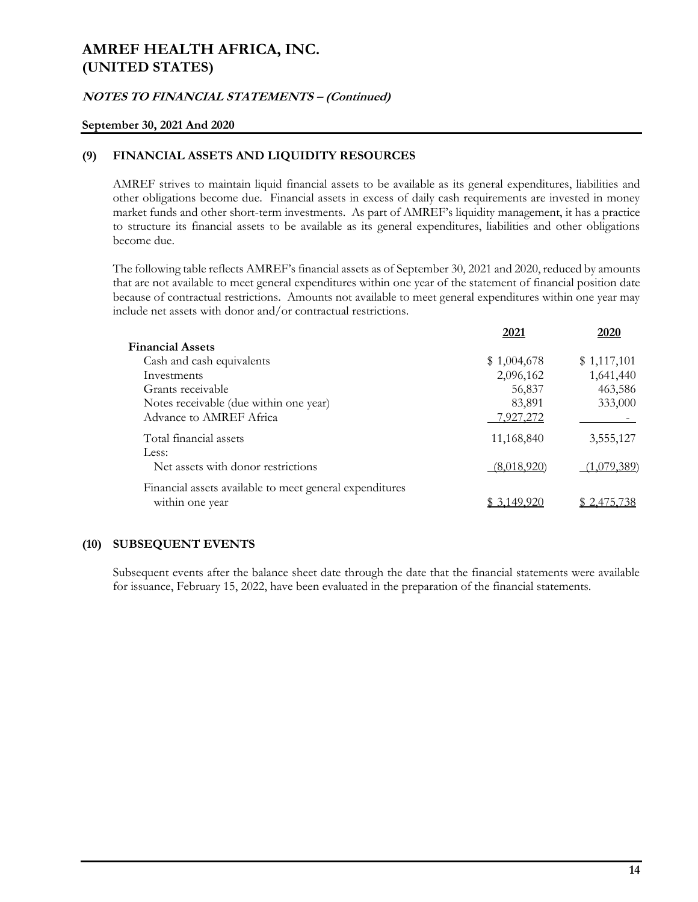# AMREF HEALTH AFRICA, INC.
# (UNITED STATES)

***NOTES TO FINANCIAL STATEMENTS – (Continued)***

**September 30, 2021 And 2020**

## (9) FINANCIAL ASSETS AND LIQUIDITY RESOURCES

AMREF strives to maintain liquid financial assets to be available as its general expenditures, liabilities and other obligations become due. Financial assets in excess of daily cash requirements are invested in money market funds and other short-term investments. As part of AMREF's liquidity management, it has a practice to structure its financial assets to be available as its general expenditures, liabilities and other obligations become due.

The following table reflects AMREF's financial assets as of September 30, 2021 and 2020, reduced by amounts that are not available to meet general expenditures within one year of the statement of financial position date because of contractual restrictions. Amounts not available to meet general expenditures within one year may include net assets with donor and/or contractual restrictions.

| | 2021 | 2020 |
|---|---|---|
| **Financial Assets** | | |
| Cash and cash equivalents | $ 1,004,678 | $ 1,117,101 |
| Investments | 2,096,162 | 1,641,440 |
| Grants receivable | 56,837 | 463,586 |
| Notes receivable (due within one year) | 83,891 | 333,000 |
| Advance to AMREF Africa | 7,927,272 | - |
| Total financial assets | 11,168,840 | 3,555,127 |
| Less: | | |
| Net assets with donor restrictions | (8,018,920) | (1,079,389) |
| Financial assets available to meet general expenditures within one year | $ 3,149,920 | $ 2,475,738 |

## (10) SUBSEQUENT EVENTS

Subsequent events after the balance sheet date through the date that the financial statements were available for issuance, February 15, 2022, have been evaluated in the preparation of the financial statements.